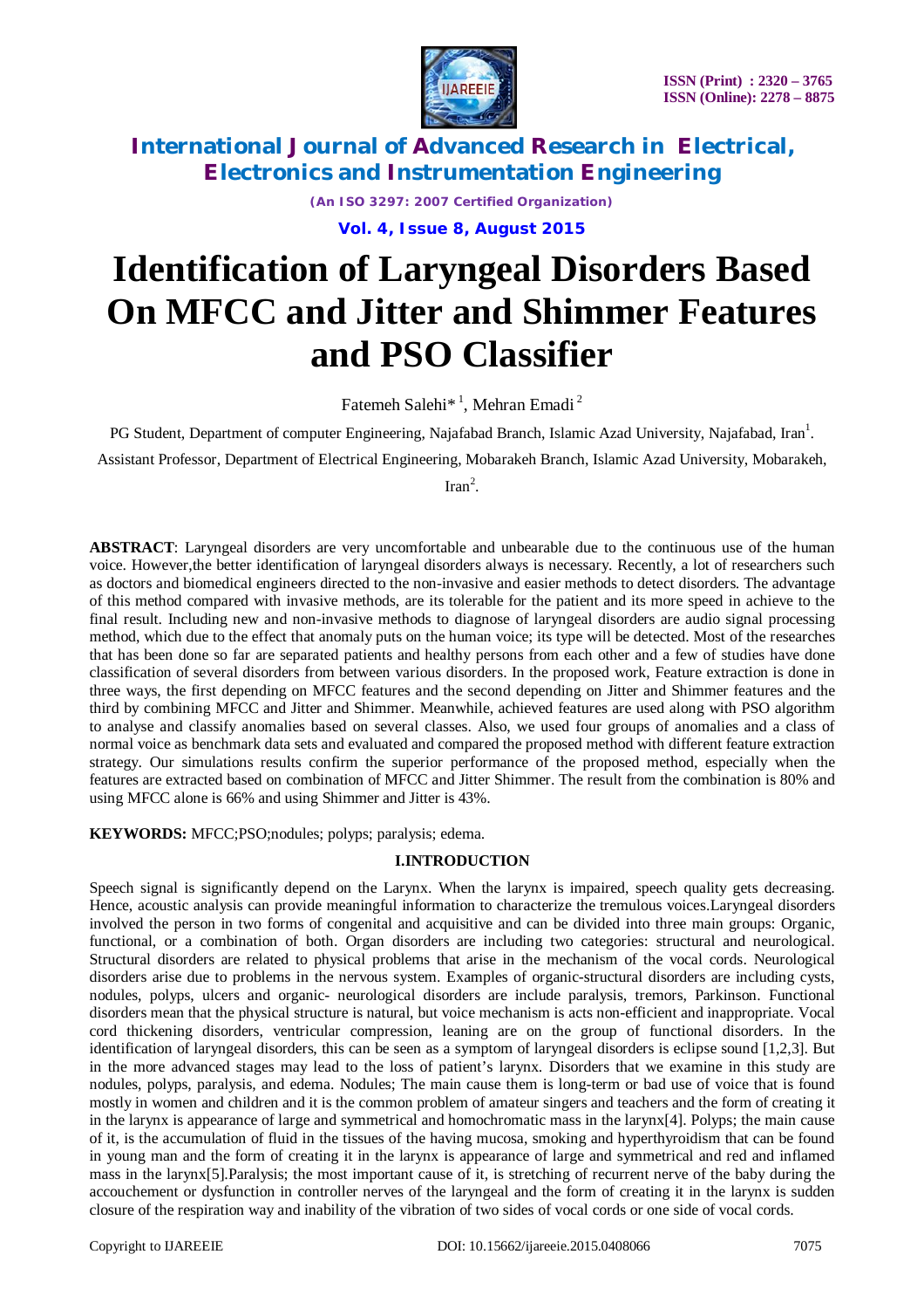# Identification of Laryngeal Disorders Based On MFCC and Jitter and Shimmer Features and PSO Classifier

Fatemeh Salehi*[1], Mehran Emadi[2]

PG Student, Department of computer Engineering, Najafabad Branch, Islamic Azad University, Najafabad, Iran[1].

Assistant Professor, Department of Electrical Engineering, Mobarakeh Branch, Islamic Azad University, Mobarakeh, Iran[2].

**ABSTRACT**: Laryngeal disorders are very uncomfortable and unbearable due to the continuous use of the human voice. However,the better identification of laryngeal disorders always is necessary. Recently, a lot of researchers such as doctors and biomedical engineers directed to the non-invasive and easier methods to detect disorders. The advantage of this method compared with invasive methods, are its tolerable for the patient and its more speed in achieve to the final result. Including new and non-invasive methods to diagnose of laryngeal disorders are audio signal processing method, which due to the effect that anomaly puts on the human voice; its type will be detected. Most of the researches that has been done so far are separated patients and healthy persons from each other and a few of studies have done classification of several disorders from between various disorders. In the proposed work, Feature extraction is done in three ways, the first depending on MFCC features and the second depending on Jitter and Shimmer features and the third by combining MFCC and Jitter and Shimmer. Meanwhile, achieved features are used along with PSO algorithm to analyse and classify anomalies based on several classes. Also, we used four groups of anomalies and a class of normal voice as benchmark data sets and evaluated and compared the proposed method with different feature extraction strategy. Our simulations results confirm the superior performance of the proposed method, especially when the features are extracted based on combination of MFCC and Jitter Shimmer. The result from the combination is 80% and using MFCC alone is 66% and using Shimmer and Jitter is 43%.

**KEYWORDS:** MFCC;PSO;nodules; polyps; paralysis; edema.

## I.INTRODUCTION

Speech signal is significantly depend on the Larynx. When the larynx is impaired, speech quality gets decreasing. Hence, acoustic analysis can provide meaningful information to characterize the tremulous voices.Laryngeal disorders involved the person in two forms of congenital and acquisitive and can be divided into three main groups: Organic, functional, or a combination of both. Organ disorders are including two categories: structural and neurological. Structural disorders are related to physical problems that arise in the mechanism of the vocal cords. Neurological disorders arise due to problems in the nervous system. Examples of organic-structural disorders are including cysts, nodules, polyps, ulcers and organic- neurological disorders are include paralysis, tremors, Parkinson. Functional disorders mean that the physical structure is natural, but voice mechanism is acts non-efficient and inappropriate. Vocal cord thickening disorders, ventricular compression, leaning are on the group of functional disorders. In the identification of laryngeal disorders, this can be seen as a symptom of laryngeal disorders is eclipse sound [1,2,3]. But in the more advanced stages may lead to the loss of patient's larynx. Disorders that we examine in this study are nodules, polyps, paralysis, and edema. Nodules; The main cause them is long-term or bad use of voice that is found mostly in women and children and it is the common problem of amateur singers and teachers and the form of creating it in the larynx is appearance of large and symmetrical and homochromatic mass in the larynx[4]. Polyps; the main cause of it, is the accumulation of fluid in the tissues of the having mucosa, smoking and hyperthyroidism that can be found in young man and the form of creating it in the larynx is appearance of large and symmetrical and red and inflamed mass in the larynx[5].Paralysis; the most important cause of it, is stretching of recurrent nerve of the baby during the accouchement or dysfunction in controller nerves of the laryngeal and the form of creating it in the larynx is sudden closure of the respiration way and inability of the vibration of two sides of vocal cords or one side of vocal cords.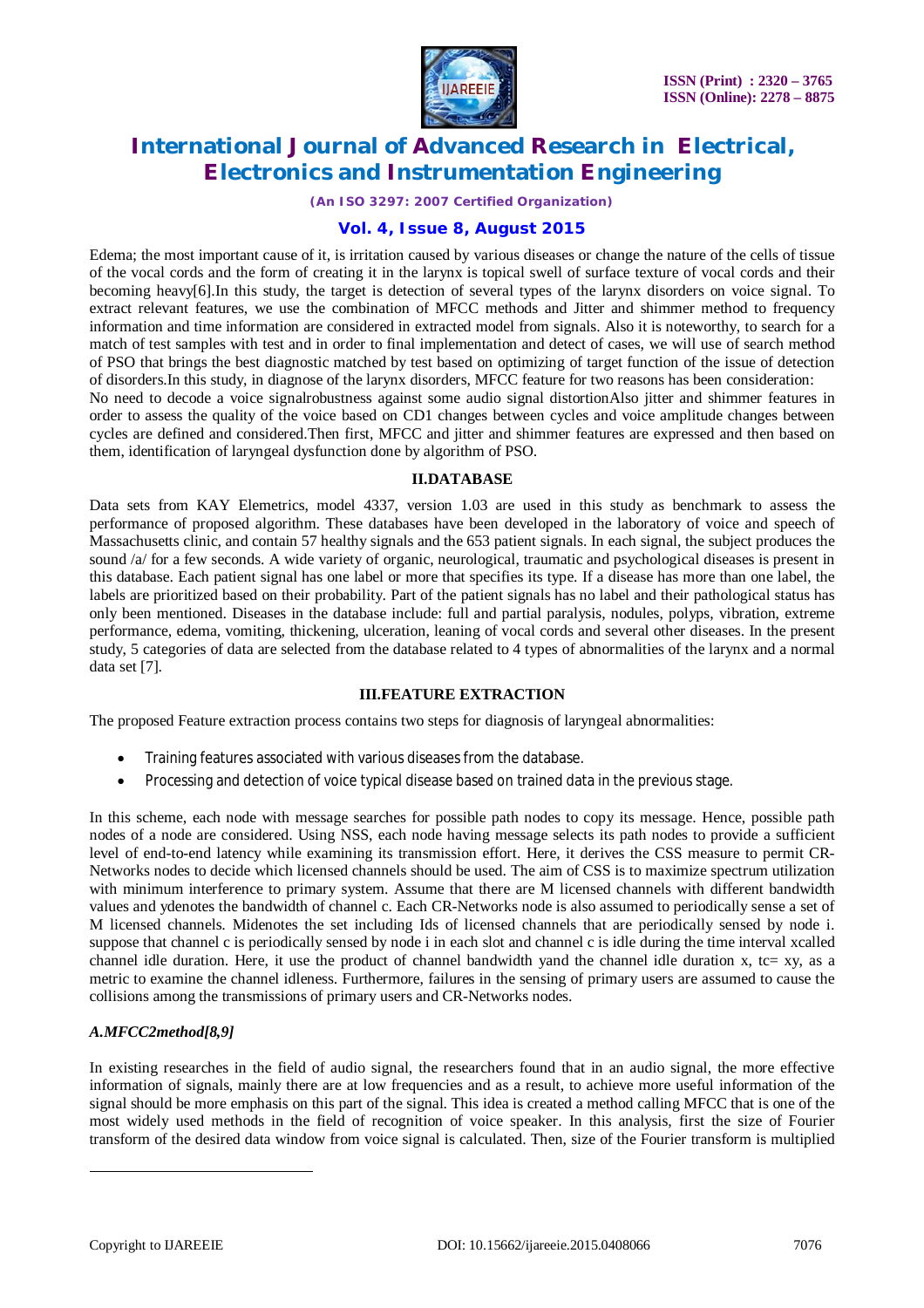Edema; the most important cause of it, is irritation caused by various diseases or change the nature of the cells of tissue of the vocal cords and the form of creating it in the larynx is topical swell of surface texture of vocal cords and their becoming heavy[6].In this study, the target is detection of several types of the larynx disorders on voice signal. To extract relevant features, we use the combination of MFCC methods and Jitter and shimmer method to frequency information and time information are considered in extracted model from signals. Also it is noteworthy, to search for a match of test samples with test and in order to final implementation and detect of cases, we will use of search method of PSO that brings the best diagnostic matched by test based on optimizing of target function of the issue of detection of disorders.In this study, in diagnose of the larynx disorders, MFCC feature for two reasons has been consideration: No need to decode a voice signalrobustness against some audio signal distortionAlso jitter and shimmer features in order to assess the quality of the voice based on CD1 changes between cycles and voice amplitude changes between cycles are defined and considered.Then first, MFCC and jitter and shimmer features are expressed and then based on them, identification of laryngeal dysfunction done by algorithm of PSO.

## II.DATABASE

Data sets from KAY Elemetrics, model 4337, version 1.03 are used in this study as benchmark to assess the performance of proposed algorithm. These databases have been developed in the laboratory of voice and speech of Massachusetts clinic, and contain 57 healthy signals and the 653 patient signals. In each signal, the subject produces the sound /a/ for a few seconds. A wide variety of organic, neurological, traumatic and psychological diseases is present in this database. Each patient signal has one label or more that specifies its type. If a disease has more than one label, the labels are prioritized based on their probability. Part of the patient signals has no label and their pathological status has only been mentioned. Diseases in the database include: full and partial paralysis, nodules, polyps, vibration, extreme performance, edema, vomiting, thickening, ulceration, leaning of vocal cords and several other diseases. In the present study, 5 categories of data are selected from the database related to 4 types of abnormalities of the larynx and a normal data set [7].

## III.FEATURE EXTRACTION

The proposed Feature extraction process contains two steps for diagnosis of laryngeal abnormalities:

- Training features associated with various diseases from the database.
- Processing and detection of voice typical disease based on trained data in the previous stage.

In this scheme, each node with message searches for possible path nodes to copy its message. Hence, possible path nodes of a node are considered. Using NSS, each node having message selects its path nodes to provide a sufficient level of end-to-end latency while examining its transmission effort. Here, it derives the CSS measure to permit CR-Networks nodes to decide which licensed channels should be used. The aim of CSS is to maximize spectrum utilization with minimum interference to primary system. Assume that there are M licensed channels with different bandwidth values and ydenotes the bandwidth of channel c. Each CR-Networks node is also assumed to periodically sense a set of M licensed channels. Midenotes the set including Ids of licensed channels that are periodically sensed by node i. suppose that channel c is periodically sensed by node i in each slot and channel c is idle during the time interval xcalled channel idle duration. Here, it use the product of channel bandwidth yand the channel idle duration x, tc= xy, as a metric to examine the channel idleness. Furthermore, failures in the sensing of primary users are assumed to cause the collisions among the transmissions of primary users and CR-Networks nodes.

### *A.MFCC2method[8,9]*

In existing researches in the field of audio signal, the researchers found that in an audio signal, the more effective information of signals, mainly there are at low frequencies and as a result, to achieve more useful information of the signal should be more emphasis on this part of the signal. This idea is created a method calling MFCC that is one of the most widely used methods in the field of recognition of voice speaker. In this analysis, first the size of Fourier transform of the desired data window from voice signal is calculated. Then, size of the Fourier transform is multiplied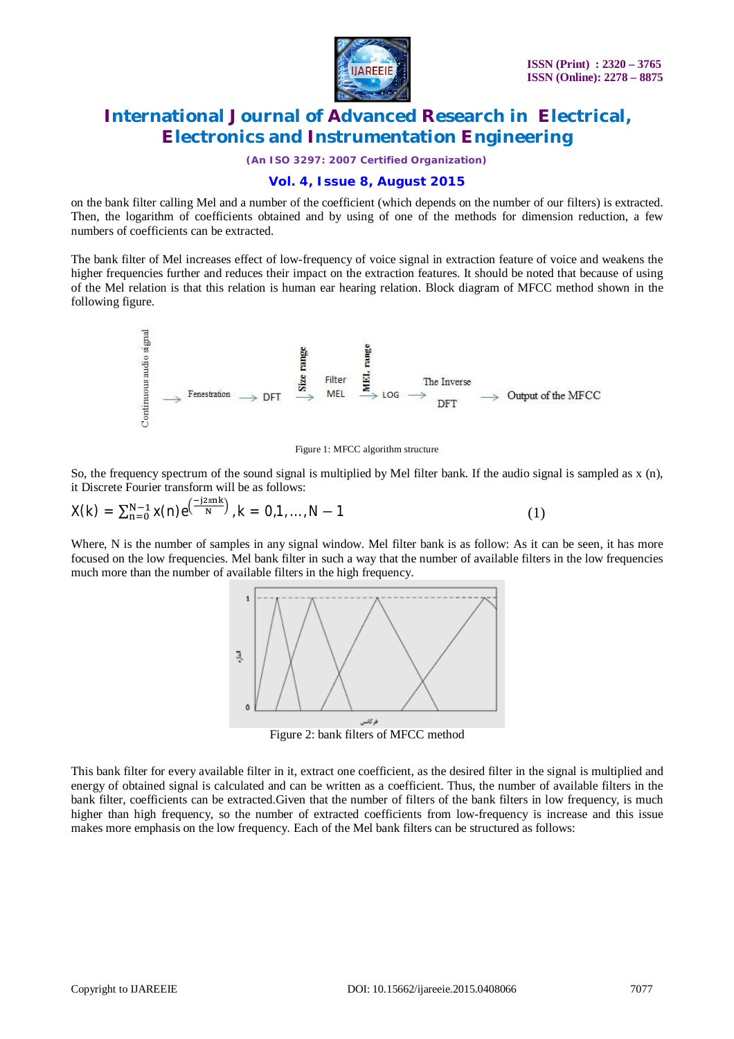on the bank filter calling Mel and a number of the coefficient (which depends on the number of our filters) is extracted. Then, the logarithm of coefficients obtained and by using of one of the methods for dimension reduction, a few numbers of coefficients can be extracted.

The bank filter of Mel increases effect of low-frequency of voice signal in extraction feature of voice and weakens the higher frequencies further and reduces their impact on the extraction features. It should be noted that because of using of the Mel relation is that this relation is human ear hearing relation. Block diagram of MFCC method shown in the following figure.

Continuous audio signal → Fenestration → DFT → Size range → Filter MEL → MEL range → LOG → The Inverse DFT → Output of the MFCC

Figure 1: MFCC algorithm structure

So, the frequency spectrum of the sound signal is multiplied by Mel filter bank. If the audio signal is sampled as x (n), it Discrete Fourier transform will be as follows:

$$X(k) = \sum_{n=0}^{N-1} x(n) e^{\left(\frac{-j2\pi nk}{N}\right)}, k = 0,1,\ldots,N-1 \quad (1)$$

Where, N is the number of samples in any signal window. Mel filter bank is as follow: As it can be seen, it has more focused on the low frequencies. Mel bank filter in such a way that the number of available filters in the low frequencies much more than the number of available filters in the high frequency.

Figure 2: bank filters of MFCC method

This bank filter for every available filter in it, extract one coefficient, as the desired filter in the signal is multiplied and energy of obtained signal is calculated and can be written as a coefficient. Thus, the number of available filters in the bank filter, coefficients can be extracted.Given that the number of filters of the bank filters in low frequency, is much higher than high frequency, so the number of extracted coefficients from low-frequency is increase and this issue makes more emphasis on the low frequency. Each of the Mel bank filters can be structured as follows: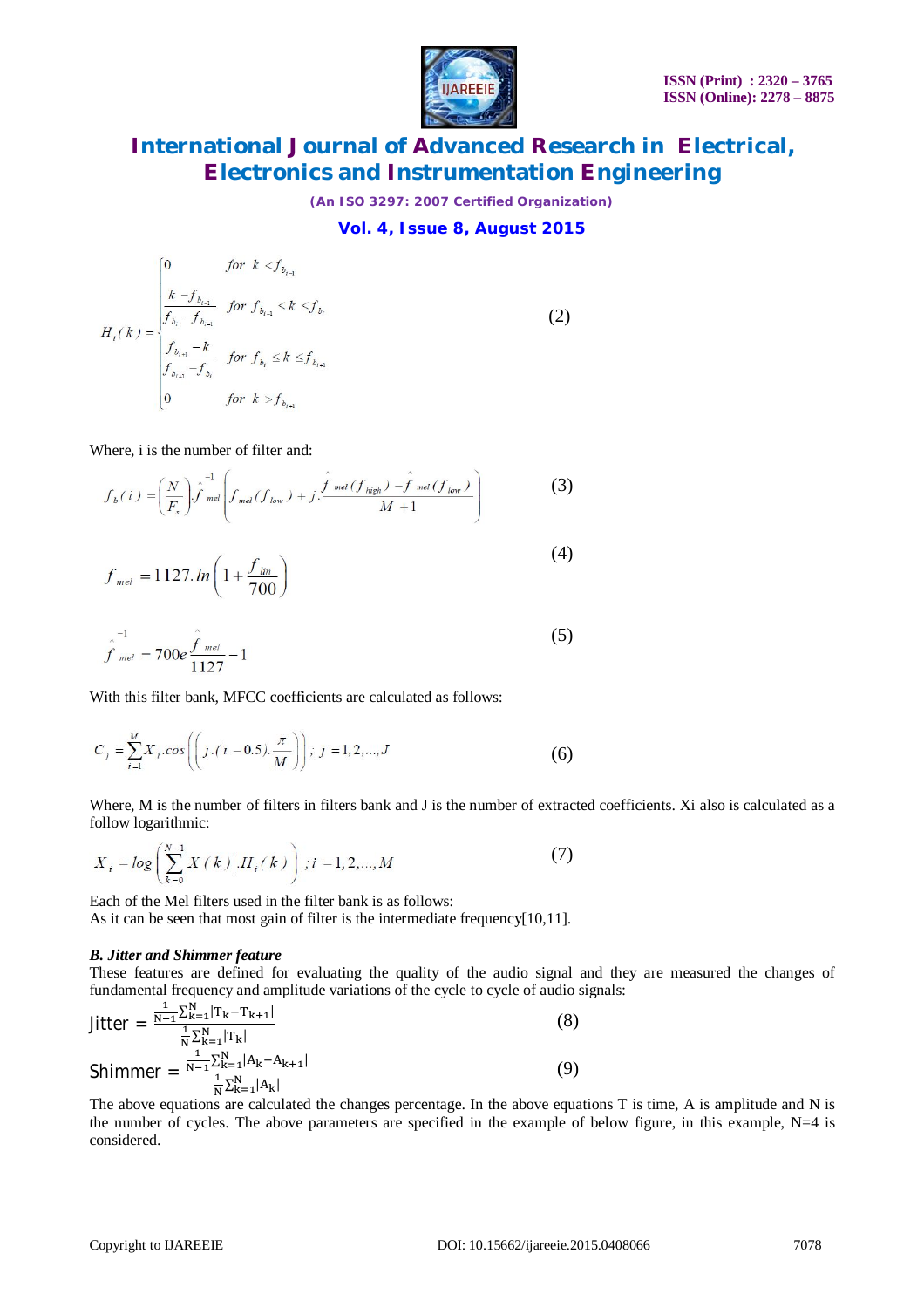$$H_i(k) = \begin{cases} 0 & for\ k < f_{b_{i-1}} \\ \dfrac{k - f_{b_{i-1}}}{f_{b_i} - f_{b_{i-1}}} & for\ f_{b_{i-1}} \le k \le f_{b_i} \\ \dfrac{f_{b_{i+1}} - k}{f_{b_{i+1}} - f_{b_i}} & for\ f_{b_i} \le k \le f_{b_{i+1}} \\ 0 & for\ k > f_{b_{i+1}} \end{cases} \tag{2}$$

Where, i is the number of filter and:

$$f_b(i) = \left(\frac{N}{F_s}\right).\hat{f}_{mel}^{-1}\left(f_{mel}(f_{low}) + j.\frac{\hat{f}_{mel}(f_{high}) - \hat{f}_{mel}(f_{low})}{M+1}\right) \tag{3}$$

$$f_{mel} = 1127.ln\left(1 + \frac{f_{lin}}{700}\right) \tag{4}$$

$$\hat{f}_{mel}^{-1} = 700e^{\frac{\hat{f}_{mel}}{1127}} - 1 \tag{5}$$

With this filter bank, MFCC coefficients are calculated as follows:

$$C_j = \sum_{i=1}^{M} X_i.cos\left(\left(j.(i-0.5).\frac{\pi}{M}\right)\right);\ j = 1,2,...,J \tag{6}$$

Where, M is the number of filters in filters bank and J is the number of extracted coefficients. Xi also is calculated as a follow logarithmic:

$$X_i = log\left(\sum_{k=0}^{N-1} |X(k)|.H_i(k)\right);\ i = 1,2,...,M \tag{7}$$

Each of the Mel filters used in the filter bank is as follows:
As it can be seen that most gain of filter is the intermediate frequency[10,11].

***B. Jitter and Shimmer feature***

These features are defined for evaluating the quality of the audio signal and they are measured the changes of fundamental frequency and amplitude variations of the cycle to cycle of audio signals:

$$Jitter = \frac{\frac{1}{N-1}\sum_{k=1}^{N}|T_k - T_{k+1}|}{\frac{1}{N}\sum_{k=1}^{N}|T_k|} \tag{8}$$

$$Shimmer = \frac{\frac{1}{N-1}\sum_{k=1}^{N}|A_k - A_{k+1}|}{\frac{1}{N}\sum_{k=1}^{N}|A_k|} \tag{9}$$

The above equations are calculated the changes percentage. In the above equations T is time, A is amplitude and N is the number of cycles. The above parameters are specified in the example of below figure, in this example, N=4 is considered.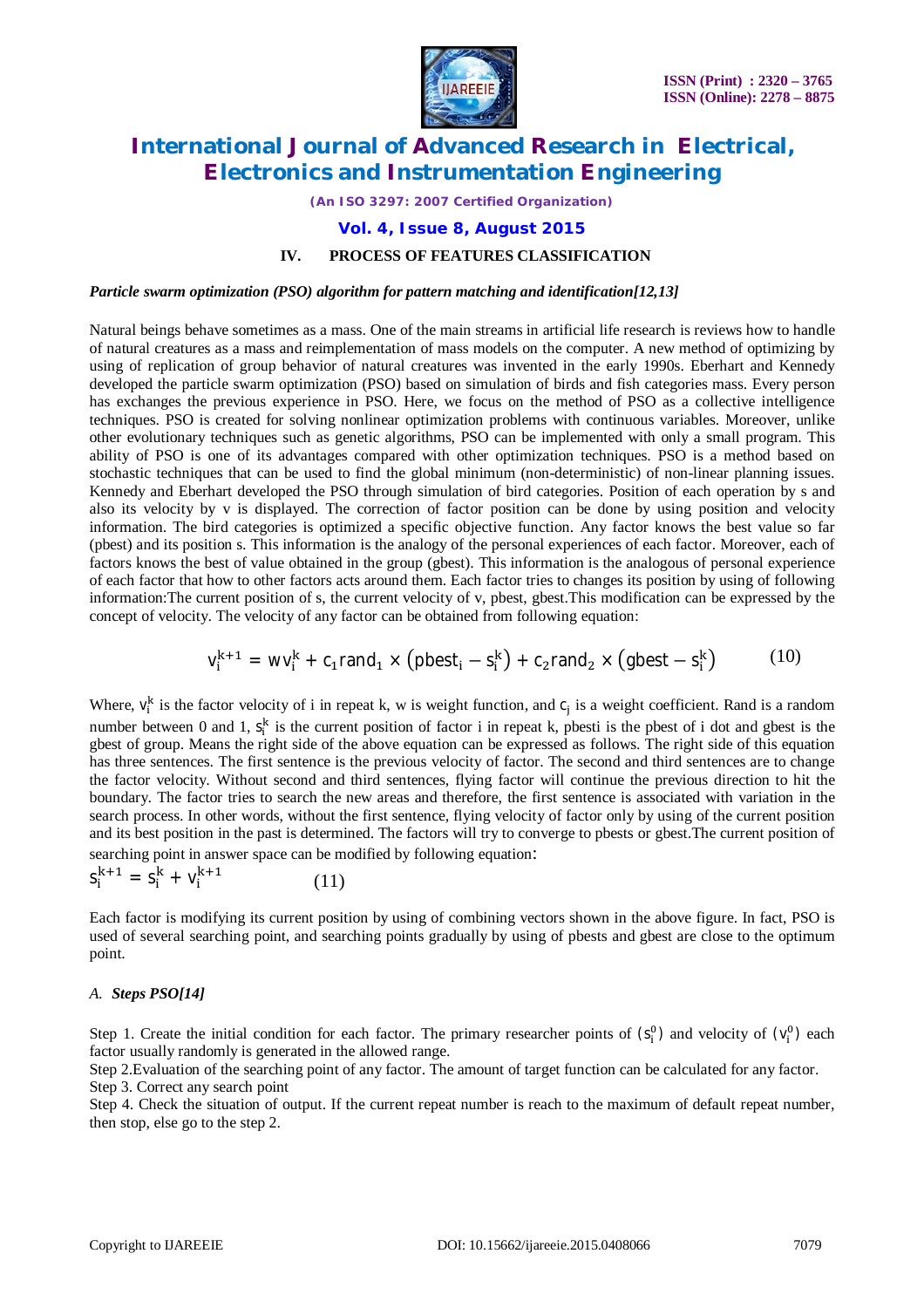## IV. PROCESS OF FEATURES CLASSIFICATION

***Particle swarm optimization (PSO) algorithm for pattern matching and identification[12,13]***

Natural beings behave sometimes as a mass. One of the main streams in artificial life research is reviews how to handle of natural creatures as a mass and reimplementation of mass models on the computer. A new method of optimizing by using of replication of group behavior of natural creatures was invented in the early 1990s. Eberhart and Kennedy developed the particle swarm optimization (PSO) based on simulation of birds and fish categories mass. Every person has exchanges the previous experience in PSO. Here, we focus on the method of PSO as a collective intelligence techniques. PSO is created for solving nonlinear optimization problems with continuous variables. Moreover, unlike other evolutionary techniques such as genetic algorithms, PSO can be implemented with only a small program. This ability of PSO is one of its advantages compared with other optimization techniques. PSO is a method based on stochastic techniques that can be used to find the global minimum (non-deterministic) of non-linear planning issues. Kennedy and Eberhart developed the PSO through simulation of bird categories. Position of each operation by s and also its velocity by v is displayed. The correction of factor position can be done by using position and velocity information. The bird categories is optimized a specific objective function. Any factor knows the best value so far (pbest) and its position s. This information is the analogy of the personal experiences of each factor. Moreover, each of factors knows the best of value obtained in the group (gbest). This information is the analogous of personal experience of each factor that how to other factors acts around them. Each factor tries to changes its position by using of following information:The current position of s, the current velocity of v, pbest, gbest.This modification can be expressed by the concept of velocity. The velocity of any factor can be obtained from following equation:

$$v_i^{k+1} = wv_i^k + c_1 rand_1 \times (pbest_i - s_i^k) + c_2 rand_2 \times (gbest - s_i^k) \qquad (10)$$

Where, $v_i^k$ is the factor velocity of i in repeat k, w is weight function, and $c_j$ is a weight coefficient. Rand is a random number between 0 and 1, $s_i^k$ is the current position of factor i in repeat k, pbesti is the pbest of i dot and gbest is the gbest of group. Means the right side of the above equation can be expressed as follows. The right side of this equation has three sentences. The first sentence is the previous velocity of factor. The second and third sentences are to change the factor velocity. Without second and third sentences, flying factor will continue the previous direction to hit the boundary. The factor tries to search the new areas and therefore, the first sentence is associated with variation in the search process. In other words, without the first sentence, flying velocity of factor only by using of the current position and its best position in the past is determined. The factors will try to converge to pbests or gbest.The current position of searching point in answer space can be modified by following equation:

$$s_i^{k+1} = s_i^k + v_i^{k+1} \qquad (11)$$

Each factor is modifying its current position by using of combining vectors shown in the above figure. In fact, PSO is used of several searching point, and searching points gradually by using of pbests and gbest are close to the optimum point.

### *A. Steps PSO[14]*

Step 1. Create the initial condition for each factor. The primary researcher points of $(s_i^0)$ and velocity of $(v_i^0)$ each factor usually randomly is generated in the allowed range.

Step 2.Evaluation of the searching point of any factor. The amount of target function can be calculated for any factor.

Step 3. Correct any search point

Step 4. Check the situation of output. If the current repeat number is reach to the maximum of default repeat number, then stop, else go to the step 2.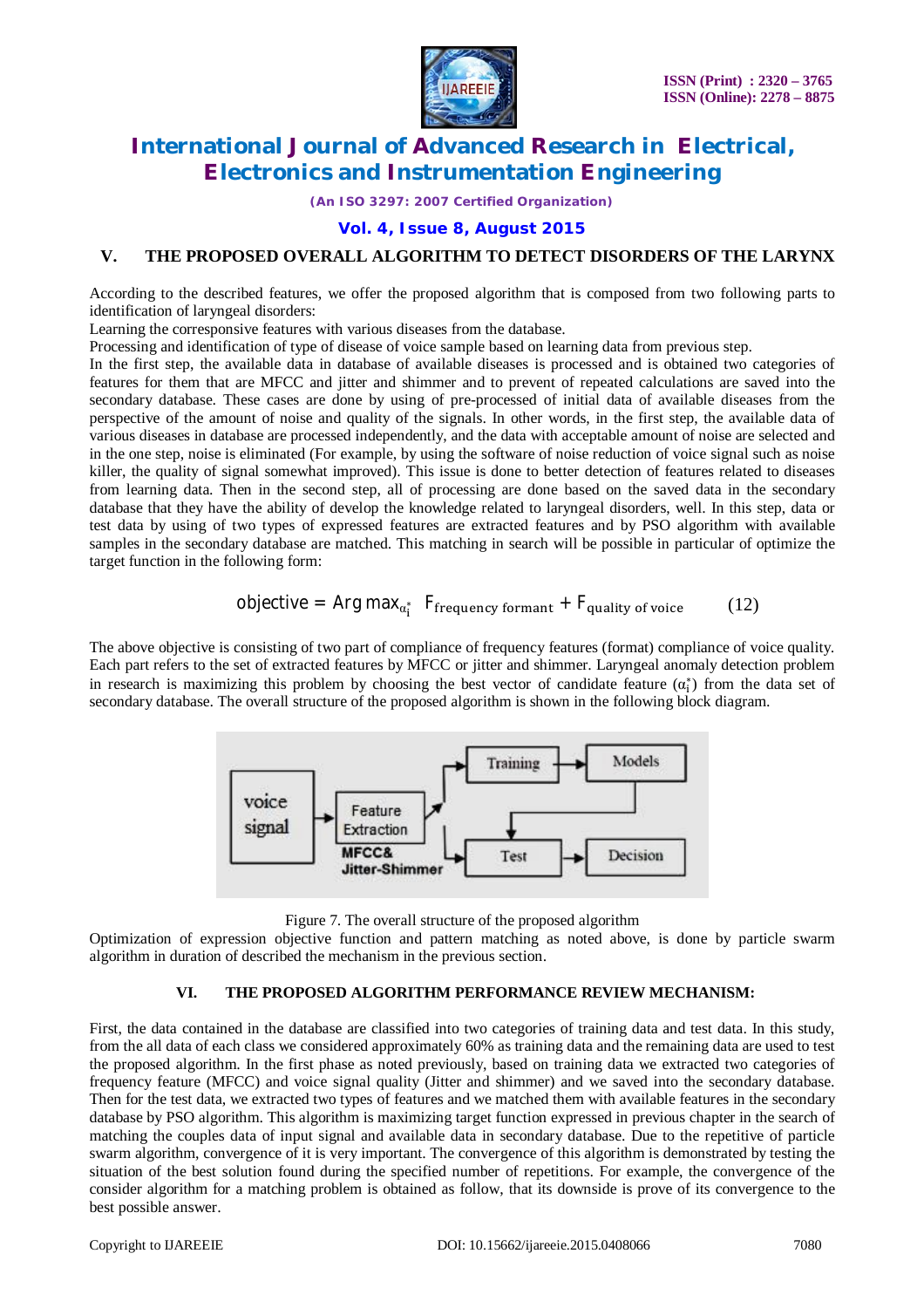## V. THE PROPOSED OVERALL ALGORITHM TO DETECT DISORDERS OF THE LARYNX

According to the described features, we offer the proposed algorithm that is composed from two following parts to identification of laryngeal disorders:

Learning the corresponsive features with various diseases from the database.

Processing and identification of type of disease of voice sample based on learning data from previous step.

In the first step, the available data in database of available diseases is processed and is obtained two categories of features for them that are MFCC and jitter and shimmer and to prevent of repeated calculations are saved into the secondary database. These cases are done by using of pre-processed of initial data of available diseases from the perspective of the amount of noise and quality of the signals. In other words, in the first step, the available data of various diseases in database are processed independently, and the data with acceptable amount of noise are selected and in the one step, noise is eliminated (For example, by using the software of noise reduction of voice signal such as noise killer, the quality of signal somewhat improved). This issue is done to better detection of features related to diseases from learning data. Then in the second step, all of processing are done based on the saved data in the secondary database that they have the ability of develop the knowledge related to laryngeal disorders, well. In this step, data or test data by using of two types of expressed features are extracted features and by PSO algorithm with available samples in the secondary database are matched. This matching in search will be possible in particular of optimize the target function in the following form:

$$\text{objective} = \text{Arg}\max_{\alpha_i^*} \; F_{\text{frequency formant}} + F_{\text{quality of voice}} \qquad (12)$$

The above objective is consisting of two part of compliance of frequency features (format) compliance of voice quality. Each part refers to the set of extracted features by MFCC or jitter and shimmer. Laryngeal anomaly detection problem in research is maximizing this problem by choosing the best vector of candidate feature ($\alpha_i^*$) from the data set of secondary database. The overall structure of the proposed algorithm is shown in the following block diagram.

Figure 7. The overall structure of the proposed algorithm

Optimization of expression objective function and pattern matching as noted above, is done by particle swarm algorithm in duration of described the mechanism in the previous section.

## VI. THE PROPOSED ALGORITHM PERFORMANCE REVIEW MECHANISM:

First, the data contained in the database are classified into two categories of training data and test data. In this study, from the all data of each class we considered approximately 60% as training data and the remaining data are used to test the proposed algorithm. In the first phase as noted previously, based on training data we extracted two categories of frequency feature (MFCC) and voice signal quality (Jitter and shimmer) and we saved into the secondary database. Then for the test data, we extracted two types of features and we matched them with available features in the secondary database by PSO algorithm. This algorithm is maximizing target function expressed in previous chapter in the search of matching the couples data of input signal and available data in secondary database. Due to the repetitive of particle swarm algorithm, convergence of it is very important. The convergence of this algorithm is demonstrated by testing the situation of the best solution found during the specified number of repetitions. For example, the convergence of the consider algorithm for a matching problem is obtained as follow, that its downside is prove of its convergence to the best possible answer.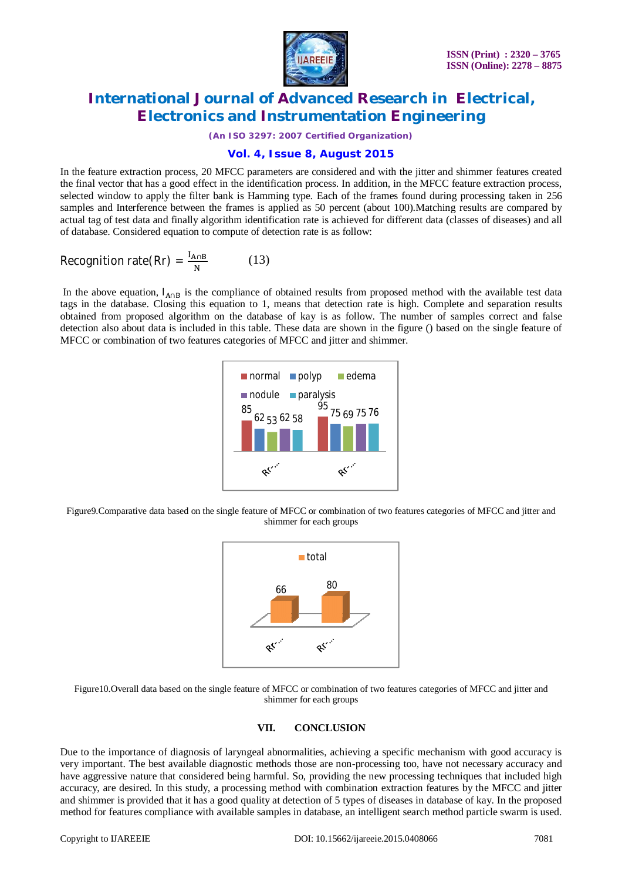In the feature extraction process, 20 MFCC parameters are considered and with the jitter and shimmer features created the final vector that has a good effect in the identification process. In addition, in the MFCC feature extraction process, selected window to apply the filter bank is Hamming type. Each of the frames found during processing taken in 256 samples and Interference between the frames is applied as 50 percent (about 100).Matching results are compared by actual tag of test data and finally algorithm identification rate is achieved for different data (classes of diseases) and all of database. Considered equation to compute of detection rate is as follow:

$$\text{Recognition rate(Rr)} = \frac{I_{A \cap B}}{N} \qquad (13)$$

In the above equation, $I_{A \cap B}$ is the compliance of obtained results from proposed method with the available test data tags in the database. Closing this equation to 1, means that detection rate is high. Complete and separation results obtained from proposed algorithm on the database of kay is as follow. The number of samples correct and false detection also about data is included in this table. These data are shown in the figure () based on the single feature of MFCC or combination of two features categories of MFCC and jitter and shimmer.

Figure9.Comparative data based on the single feature of MFCC or combination of two features categories of MFCC and jitter and shimmer for each groups

Figure10.Overall data based on the single feature of MFCC or combination of two features categories of MFCC and jitter and shimmer for each groups

## VII. CONCLUSION

Due to the importance of diagnosis of laryngeal abnormalities, achieving a specific mechanism with good accuracy is very important. The best available diagnostic methods those are non-processing too, have not necessary accuracy and have aggressive nature that considered being harmful. So, providing the new processing techniques that included high accuracy, are desired. In this study, a processing method with combination extraction features by the MFCC and jitter and shimmer is provided that it has a good quality at detection of 5 types of diseases in database of kay. In the proposed method for features compliance with available samples in database, an intelligent search method particle swarm is used.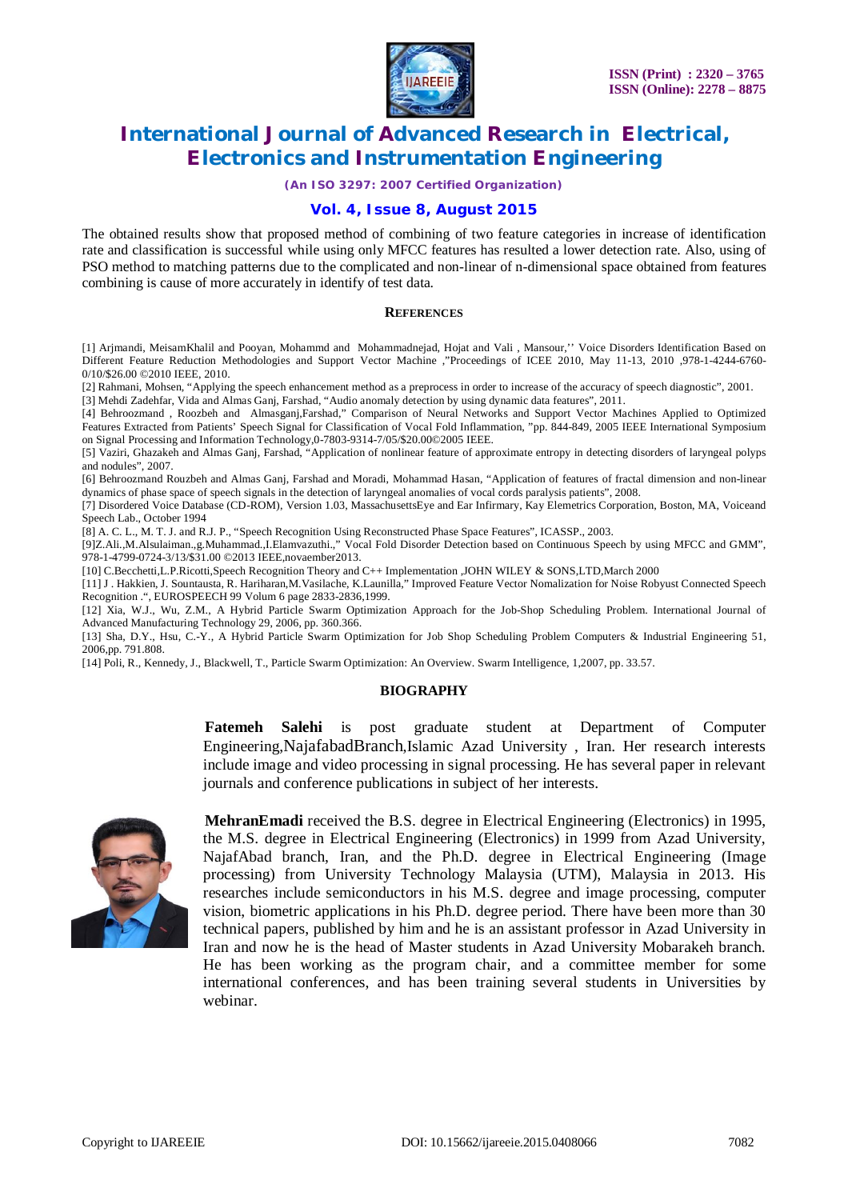The obtained results show that proposed method of combining of two feature categories in increase of identification rate and classification is successful while using only MFCC features has resulted a lower detection rate. Also, using of PSO method to matching patterns due to the complicated and non-linear of n-dimensional space obtained from features combining is cause of more accurately in identify of test data.

## REFERENCES

[1] Arjmandi, MeisamKhalil and Pooyan, Mohammd and Mohammadnejad, Hojat and Vali , Mansour,'' Voice Disorders Identification Based on Different Feature Reduction Methodologies and Support Vector Machine ,"Proceedings of ICEE 2010, May 11-13, 2010 ,978-1-4244-6760-0/10/$26.00 ©2010 IEEE, 2010.

[2] Rahmani, Mohsen, "Applying the speech enhancement method as a preprocess in order to increase of the accuracy of speech diagnostic", 2001.

[3] Mehdi Zadehfar, Vida and Almas Ganj, Farshad, "Audio anomaly detection by using dynamic data features", 2011.

[4] Behroozmand , Roozbeh and Almasganj,Farshad," Comparison of Neural Networks and Support Vector Machines Applied to Optimized Features Extracted from Patients' Speech Signal for Classification of Vocal Fold Inflammation, "pp. 844-849, 2005 IEEE International Symposium on Signal Processing and Information Technology,0-7803-9314-7/05/$20.00©2005 IEEE.

[5] Vaziri, Ghazakeh and Almas Ganj, Farshad, "Application of nonlinear feature of approximate entropy in detecting disorders of laryngeal polyps and nodules", 2007.

[6] Behroozmand Rouzbeh and Almas Ganj, Farshad and Moradi, Mohammad Hasan, "Application of features of fractal dimension and non-linear dynamics of phase space of speech signals in the detection of laryngeal anomalies of vocal cords paralysis patients", 2008.

[7] Disordered Voice Database (CD-ROM), Version 1.03, MassachusettsEye and Ear Infirmary, Kay Elemetrics Corporation, Boston, MA, Voiceand Speech Lab., October 1994

[8] A. C. L., M. T. J. and R.J. P., "Speech Recognition Using Reconstructed Phase Space Features", ICASSP., 2003.

[9]Z.Ali.,M.Alsulaiman.,g.Muhammad.,I.Elamvazuthi.," Vocal Fold Disorder Detection based on Continuous Speech by using MFCC and GMM", 978-1-4799-0724-3/13/$31.00 ©2013 IEEE,novaember2013.

[10] C.Becchetti,L.P.Ricotti,Speech Recognition Theory and C++ Implementation ,JOHN WILEY & SONS,LTD,March 2000

[11] J . Hakkien, J. Sountausta, R. Hariharan,M.Vasilache, K.Launilla," Improved Feature Vector Nomalization for Noise Robyust Connected Speech Recognition .", EUROSPEECH 99 Volum 6 page 2833-2836,1999.

[12] Xia, W.J., Wu, Z.M., A Hybrid Particle Swarm Optimization Approach for the Job-Shop Scheduling Problem. International Journal of Advanced Manufacturing Technology 29, 2006, pp. 360.366.

[13] Sha, D.Y., Hsu, C.-Y., A Hybrid Particle Swarm Optimization for Job Shop Scheduling Problem Computers & Industrial Engineering 51, 2006,pp. 791.808.

[14] Poli, R., Kennedy, J., Blackwell, T., Particle Swarm Optimization: An Overview. Swarm Intelligence, 1,2007, pp. 33.57.

## BIOGRAPHY

**Fatemeh Salehi** is post graduate student at Department of Computer Engineering,NajafabadBranch,Islamic Azad University , Iran. Her research interests include image and video processing in signal processing. He has several paper in relevant journals and conference publications in subject of her interests.

**MehranEmadi** received the B.S. degree in Electrical Engineering (Electronics) in 1995, the M.S. degree in Electrical Engineering (Electronics) in 1999 from Azad University, NajafAbad branch, Iran, and the Ph.D. degree in Electrical Engineering (Image processing) from University Technology Malaysia (UTM), Malaysia in 2013. His researches include semiconductors in his M.S. degree and image processing, computer vision, biometric applications in his Ph.D. degree period. There have been more than 30 technical papers, published by him and he is an assistant professor in Azad University in Iran and now he is the head of Master students in Azad University Mobarakeh branch. He has been working as the program chair, and a committee member for some international conferences, and has been training several students in Universities by webinar.